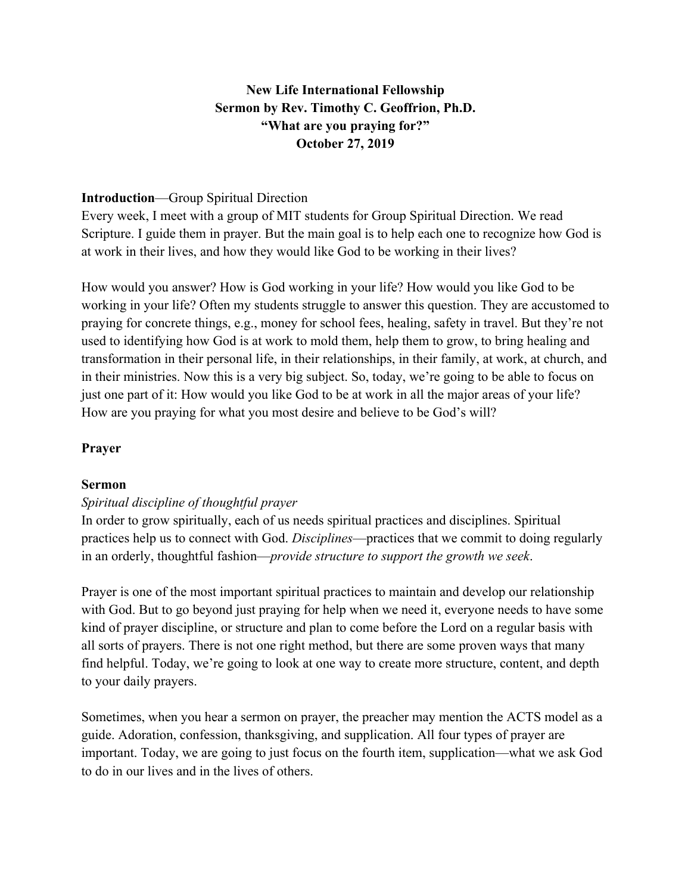**New Life International Fellowship**
**Sermon by Rev. Timothy C. Geoffrion, Ph.D.**
**"What are you praying for?"**
**October 27, 2019**

**Introduction**—Group Spiritual Direction
Every week, I meet with a group of MIT students for Group Spiritual Direction. We read Scripture. I guide them in prayer. But the main goal is to help each one to recognize how God is at work in their lives, and how they would like God to be working in their lives?

How would you answer? How is God working in your life? How would you like God to be working in your life? Often my students struggle to answer this question. They are accustomed to praying for concrete things, e.g., money for school fees, healing, safety in travel. But they're not used to identifying how God is at work to mold them, help them to grow, to bring healing and transformation in their personal life, in their relationships, in their family, at work, at church, and in their ministries. Now this is a very big subject. So, today, we're going to be able to focus on just one part of it: How would you like God to be at work in all the major areas of your life? How are you praying for what you most desire and believe to be God's will?

**Prayer**

**Sermon**
*Spiritual discipline of thoughtful prayer*
In order to grow spiritually, each of us needs spiritual practices and disciplines. Spiritual practices help us to connect with God. *Disciplines*—practices that we commit to doing regularly in an orderly, thoughtful fashion—*provide structure to support the growth we seek*.

Prayer is one of the most important spiritual practices to maintain and develop our relationship with God. But to go beyond just praying for help when we need it, everyone needs to have some kind of prayer discipline, or structure and plan to come before the Lord on a regular basis with all sorts of prayers. There is not one right method, but there are some proven ways that many find helpful. Today, we're going to look at one way to create more structure, content, and depth to your daily prayers.

Sometimes, when you hear a sermon on prayer, the preacher may mention the ACTS model as a guide. Adoration, confession, thanksgiving, and supplication. All four types of prayer are important. Today, we are going to just focus on the fourth item, supplication—what we ask God to do in our lives and in the lives of others.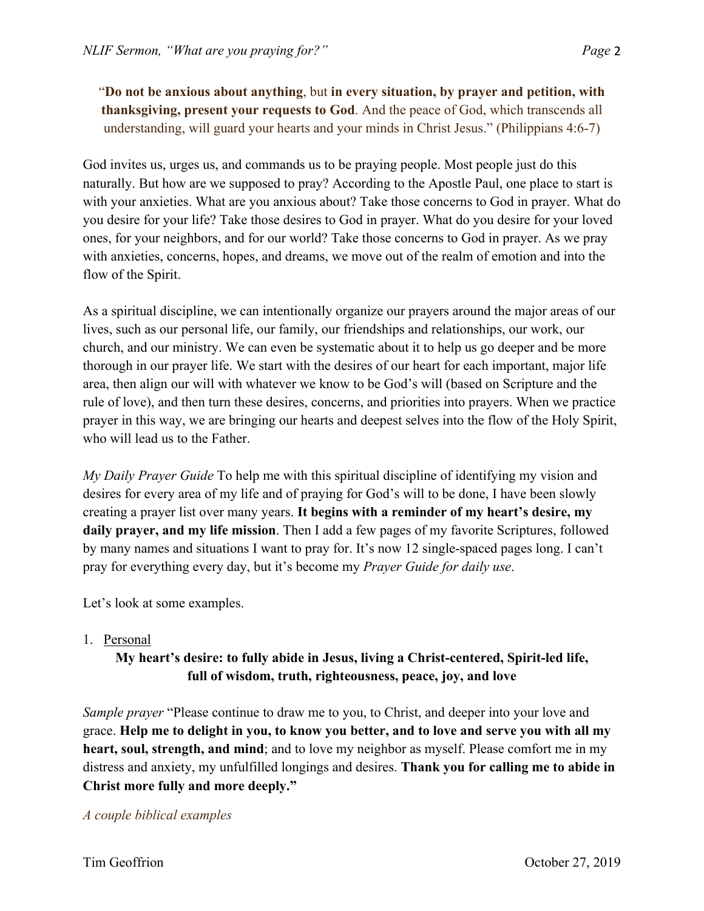"**Do not be anxious about anything**, but **in every situation, by prayer and petition, with thanksgiving, present your requests to God**. And the peace of God, which transcends all understanding, will guard your hearts and your minds in Christ Jesus." (Philippians 4:6-7)

God invites us, urges us, and commands us to be praying people. Most people just do this naturally. But how are we supposed to pray? According to the Apostle Paul, one place to start is with your anxieties. What are you anxious about? Take those concerns to God in prayer. What do you desire for your life? Take those desires to God in prayer. What do you desire for your loved ones, for your neighbors, and for our world? Take those concerns to God in prayer. As we pray with anxieties, concerns, hopes, and dreams, we move out of the realm of emotion and into the flow of the Spirit.

As a spiritual discipline, we can intentionally organize our prayers around the major areas of our lives, such as our personal life, our family, our friendships and relationships, our work, our church, and our ministry. We can even be systematic about it to help us go deeper and be more thorough in our prayer life. We start with the desires of our heart for each important, major life area, then align our will with whatever we know to be God's will (based on Scripture and the rule of love), and then turn these desires, concerns, and priorities into prayers. When we practice prayer in this way, we are bringing our hearts and deepest selves into the flow of the Holy Spirit, who will lead us to the Father.

*My Daily Prayer Guide* To help me with this spiritual discipline of identifying my vision and desires for every area of my life and of praying for God's will to be done, I have been slowly creating a prayer list over many years. **It begins with a reminder of my heart's desire, my daily prayer, and my life mission**. Then I add a few pages of my favorite Scriptures, followed by many names and situations I want to pray for. It's now 12 single-spaced pages long. I can't pray for everything every day, but it's become my *Prayer Guide for daily use*.

Let's look at some examples.

1. Personal

**My heart's desire: to fully abide in Jesus, living a Christ-centered, Spirit-led life, full of wisdom, truth, righteousness, peace, joy, and love**

*Sample prayer* "Please continue to draw me to you, to Christ, and deeper into your love and grace. **Help me to delight in you, to know you better, and to love and serve you with all my heart, soul, strength, and mind**; and to love my neighbor as myself. Please comfort me in my distress and anxiety, my unfulfilled longings and desires. **Thank you for calling me to abide in Christ more fully and more deeply."**

*A couple biblical examples*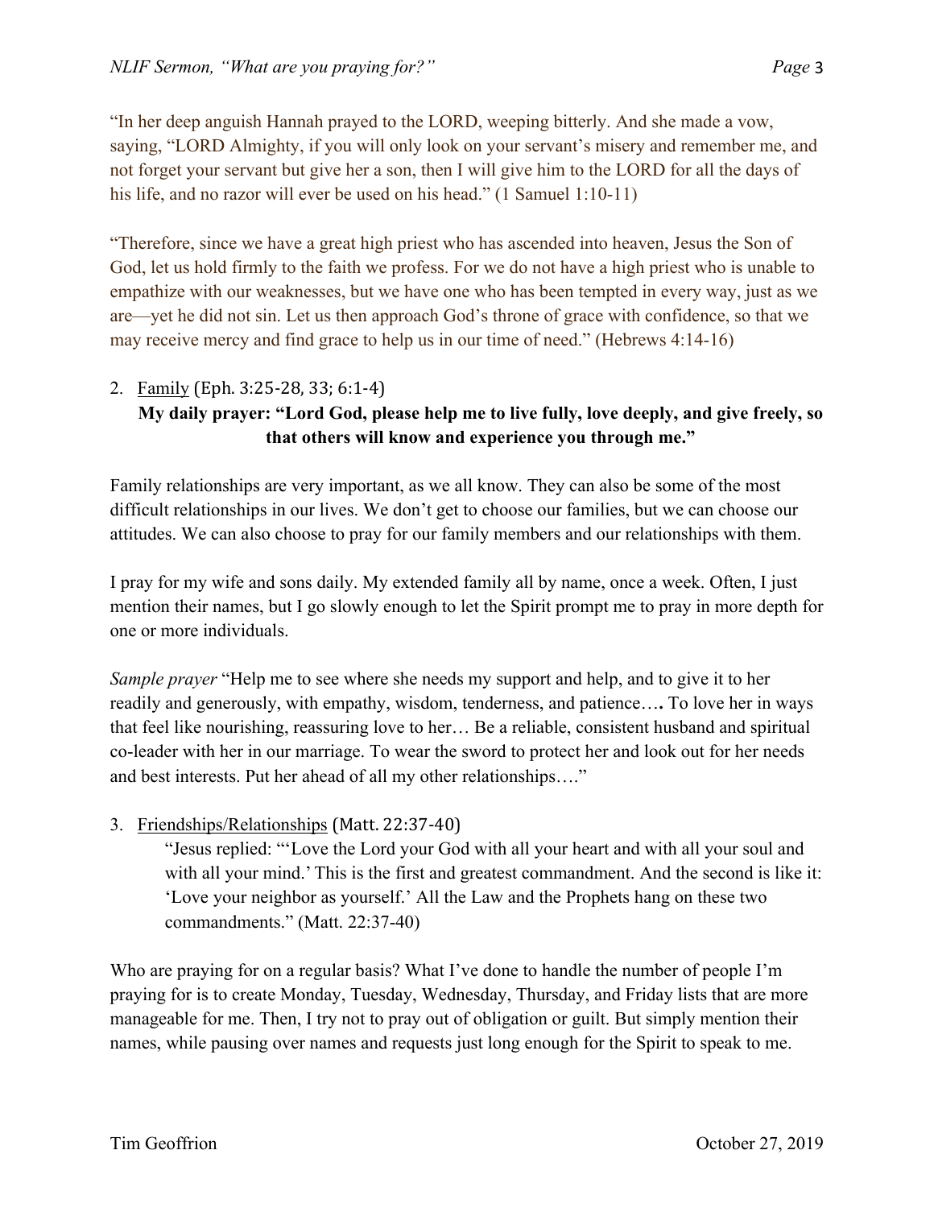"In her deep anguish Hannah prayed to the LORD, weeping bitterly. And she made a vow, saying, "LORD Almighty, if you will only look on your servant's misery and remember me, and not forget your servant but give her a son, then I will give him to the LORD for all the days of his life, and no razor will ever be used on his head." (1 Samuel 1:10-11)

"Therefore, since we have a great high priest who has ascended into heaven, Jesus the Son of God, let us hold firmly to the faith we profess. For we do not have a high priest who is unable to empathize with our weaknesses, but we have one who has been tempted in every way, just as we are—yet he did not sin. Let us then approach God's throne of grace with confidence, so that we may receive mercy and find grace to help us in our time of need." (Hebrews 4:14-16)

2. Family (Eph. 3:25-28, 33; 6:1-4)

**My daily prayer: "Lord God, please help me to live fully, love deeply, and give freely, so that others will know and experience you through me."**

Family relationships are very important, as we all know. They can also be some of the most difficult relationships in our lives. We don't get to choose our families, but we can choose our attitudes. We can also choose to pray for our family members and our relationships with them.

I pray for my wife and sons daily. My extended family all by name, once a week. Often, I just mention their names, but I go slowly enough to let the Spirit prompt me to pray in more depth for one or more individuals.

*Sample prayer* "Help me to see where she needs my support and help, and to give it to her readily and generously, with empathy, wisdom, tenderness, and patience…. To love her in ways that feel like nourishing, reassuring love to her… Be a reliable, consistent husband and spiritual co-leader with her in our marriage. To wear the sword to protect her and look out for her needs and best interests. Put her ahead of all my other relationships…."

3. Friendships/Relationships (Matt. 22:37-40)

   "Jesus replied: "'Love the Lord your God with all your heart and with all your soul and with all your mind.' This is the first and greatest commandment. And the second is like it: 'Love your neighbor as yourself.' All the Law and the Prophets hang on these two commandments." (Matt. 22:37-40)

Who are praying for on a regular basis? What I've done to handle the number of people I'm praying for is to create Monday, Tuesday, Wednesday, Thursday, and Friday lists that are more manageable for me. Then, I try not to pray out of obligation or guilt. But simply mention their names, while pausing over names and requests just long enough for the Spirit to speak to me.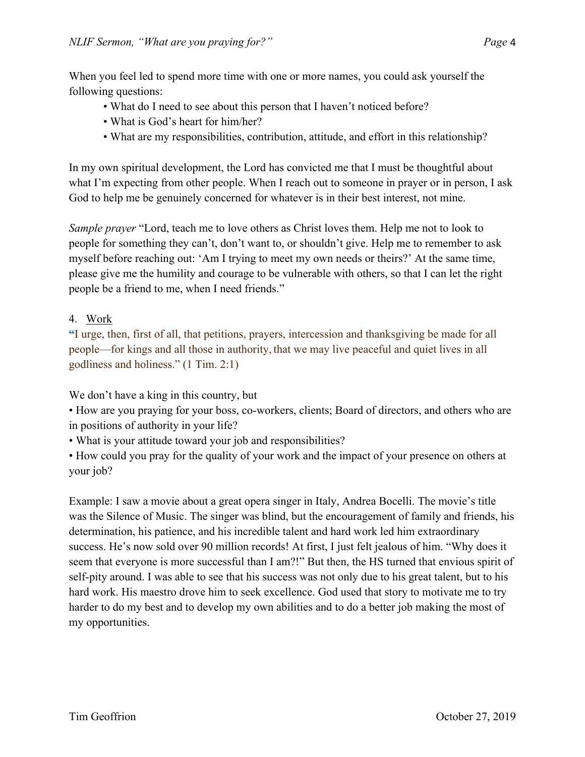When you feel led to spend more time with one or more names, you could ask yourself the following questions:

- What do I need to see about this person that I haven't noticed before?
- What is God's heart for him/her?
- What are my responsibilities, contribution, attitude, and effort in this relationship?

In my own spiritual development, the Lord has convicted me that I must be thoughtful about what I'm expecting from other people. When I reach out to someone in prayer or in person, I ask God to help me be genuinely concerned for whatever is in their best interest, not mine.

*Sample prayer* "Lord, teach me to love others as Christ loves them. Help me not to look to people for something they can't, don't want to, or shouldn't give. Help me to remember to ask myself before reaching out: 'Am I trying to meet my own needs or theirs?' At the same time, please give me the humility and courage to be vulnerable with others, so that I can let the right people be a friend to me, when I need friends."

4. <u>Work</u>

"I urge, then, first of all, that petitions, prayers, intercession and thanksgiving be made for all people—for kings and all those in authority, that we may live peaceful and quiet lives in all godliness and holiness." (1 Tim. 2:1)

We don't have a king in this country, but

- How are you praying for your boss, co-workers, clients; Board of directors, and others who are in positions of authority in your life?
- What is your attitude toward your job and responsibilities?
- How could you pray for the quality of your work and the impact of your presence on others at your job?

Example: I saw a movie about a great opera singer in Italy, Andrea Bocelli. The movie's title was the Silence of Music. The singer was blind, but the encouragement of family and friends, his determination, his patience, and his incredible talent and hard work led him extraordinary success. He's now sold over 90 million records! At first, I just felt jealous of him. "Why does it seem that everyone is more successful than I am?!" But then, the HS turned that envious spirit of self-pity around. I was able to see that his success was not only due to his great talent, but to his hard work. His maestro drove him to seek excellence. God used that story to motivate me to try harder to do my best and to develop my own abilities and to do a better job making the most of my opportunities.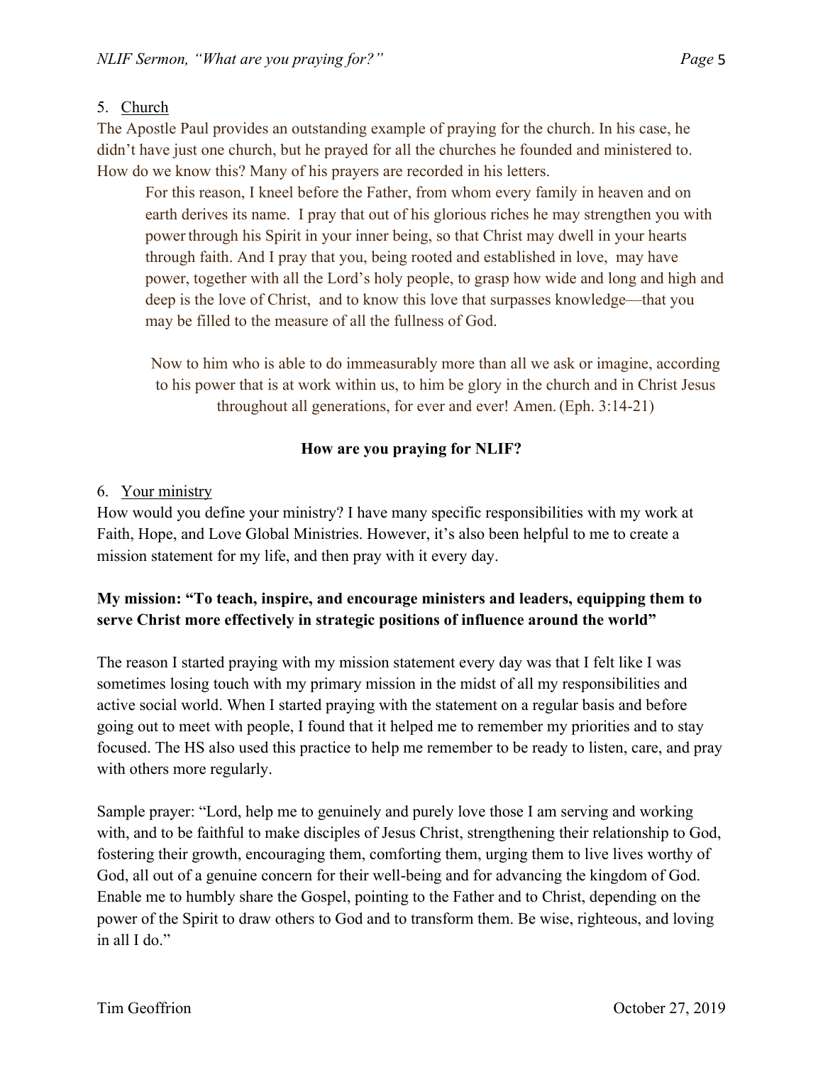5. <u>Church</u>

The Apostle Paul provides an outstanding example of praying for the church. In his case, he didn't have just one church, but he prayed for all the churches he founded and ministered to. How do we know this? Many of his prayers are recorded in his letters.

> For this reason, I kneel before the Father, from whom every family in heaven and on earth derives its name. I pray that out of his glorious riches he may strengthen you with power through his Spirit in your inner being, so that Christ may dwell in your hearts through faith. And I pray that you, being rooted and established in love, may have power, together with all the Lord's holy people, to grasp how wide and long and high and deep is the love of Christ, and to know this love that surpasses knowledge—that you may be filled to the measure of all the fullness of God.
>
> Now to him who is able to do immeasurably more than all we ask or imagine, according to his power that is at work within us, to him be glory in the church and in Christ Jesus throughout all generations, for ever and ever! Amen. (Eph. 3:14-21)

**How are you praying for NLIF?**

6. <u>Your ministry</u>

How would you define your ministry? I have many specific responsibilities with my work at Faith, Hope, and Love Global Ministries. However, it's also been helpful to me to create a mission statement for my life, and then pray with it every day.

**My mission: "To teach, inspire, and encourage ministers and leaders, equipping them to serve Christ more effectively in strategic positions of influence around the world"**

The reason I started praying with my mission statement every day was that I felt like I was sometimes losing touch with my primary mission in the midst of all my responsibilities and active social world. When I started praying with the statement on a regular basis and before going out to meet with people, I found that it helped me to remember my priorities and to stay focused. The HS also used this practice to help me remember to be ready to listen, care, and pray with others more regularly.

Sample prayer: "Lord, help me to genuinely and purely love those I am serving and working with, and to be faithful to make disciples of Jesus Christ, strengthening their relationship to God, fostering their growth, encouraging them, comforting them, urging them to live lives worthy of God, all out of a genuine concern for their well-being and for advancing the kingdom of God. Enable me to humbly share the Gospel, pointing to the Father and to Christ, depending on the power of the Spirit to draw others to God and to transform them. Be wise, righteous, and loving in all I do."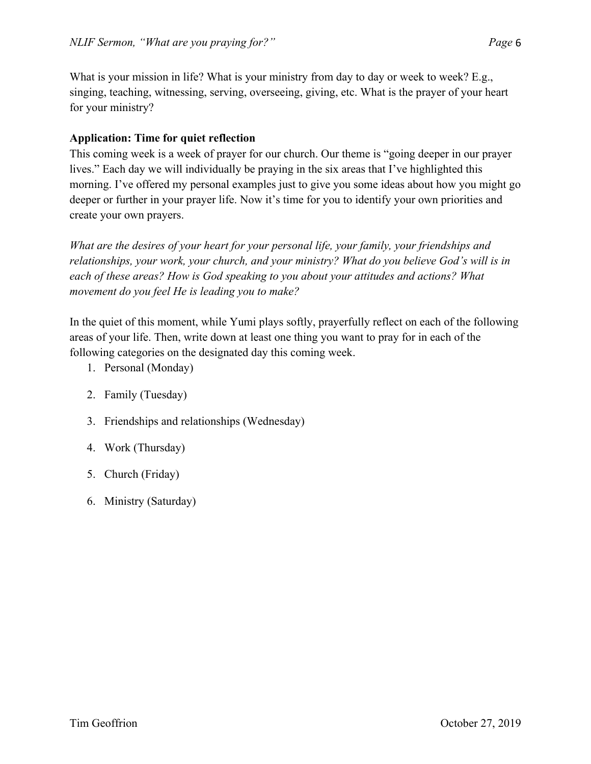What is your mission in life? What is your ministry from day to day or week to week? E.g., singing, teaching, witnessing, serving, overseeing, giving, etc. What is the prayer of your heart for your ministry?

**Application: Time for quiet reflection**

This coming week is a week of prayer for our church. Our theme is "going deeper in our prayer lives." Each day we will individually be praying in the six areas that I've highlighted this morning. I've offered my personal examples just to give you some ideas about how you might go deeper or further in your prayer life. Now it's time for you to identify your own priorities and create your own prayers.

*What are the desires of your heart for your personal life, your family, your friendships and relationships, your work, your church, and your ministry? What do you believe God's will is in each of these areas? How is God speaking to you about your attitudes and actions? What movement do you feel He is leading you to make?*

In the quiet of this moment, while Yumi plays softly, prayerfully reflect on each of the following areas of your life. Then, write down at least one thing you want to pray for in each of the following categories on the designated day this coming week.

1. Personal (Monday)
2. Family (Tuesday)
3. Friendships and relationships (Wednesday)
4. Work (Thursday)
5. Church (Friday)
6. Ministry (Saturday)

Tim Geoffrion October 27, 2019